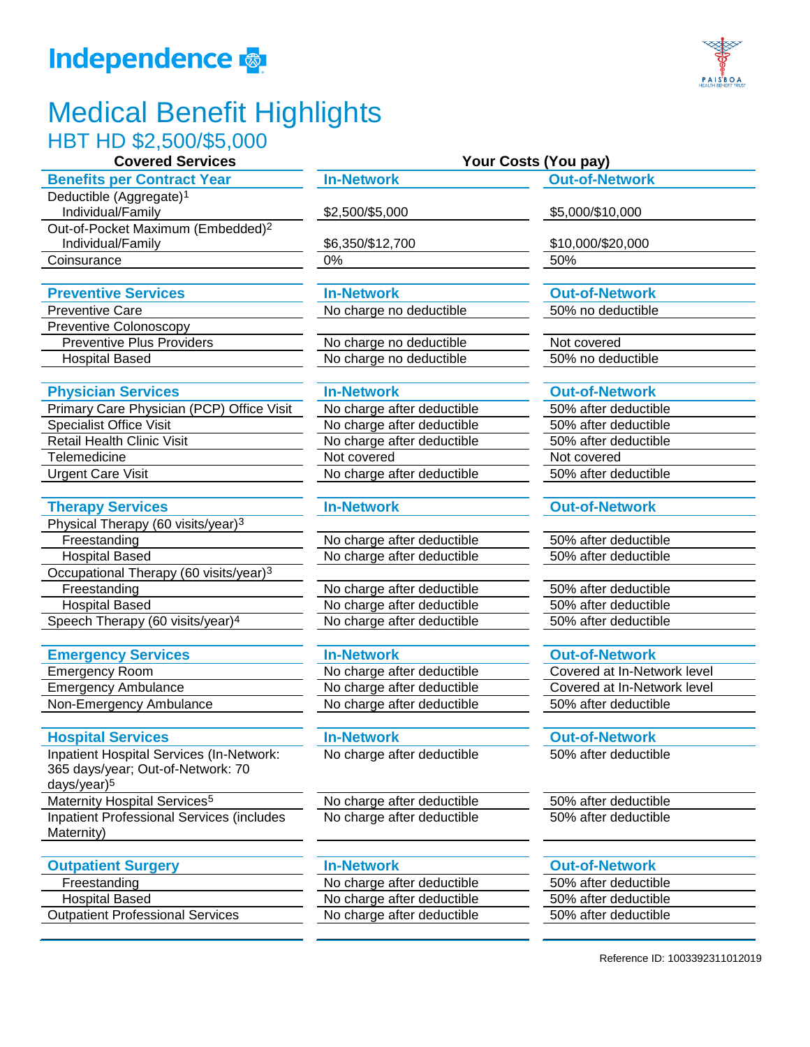# Independence

# Medical Benefit Highlights

## HBT HD $2,500/$5,000

| Covered Services | Your Costs (You pay) | |
|---|---|---|
| **Benefits per Contract Year** | **In-Network** | **Out-of-Network** |
| Deductible (Aggregate)[1] Individual/Family | $2,500/$5,000 | $5,000/$10,000 |
| Out-of-Pocket Maximum (Embedded)[2] Individual/Family | $6,350/$12,700 | $10,000/$20,000 |
| Coinsurance | 0% | 50% |
| **Preventive Services** | **In-Network** | **Out-of-Network** |
| Preventive Care | No charge no deductible | 50% no deductible |
| Preventive Colonoscopy | | |
| Preventive Plus Providers | No charge no deductible | Not covered |
| Hospital Based | No charge no deductible | 50% no deductible |
| **Physician Services** | **In-Network** | **Out-of-Network** |
| Primary Care Physician (PCP) Office Visit | No charge after deductible | 50% after deductible |
| Specialist Office Visit | No charge after deductible | 50% after deductible |
| Retail Health Clinic Visit | No charge after deductible | 50% after deductible |
| Telemedicine | Not covered | Not covered |
| Urgent Care Visit | No charge after deductible | 50% after deductible |
| **Therapy Services** | **In-Network** | **Out-of-Network** |
| Physical Therapy (60 visits/year)[3] | | |
| Freestanding | No charge after deductible | 50% after deductible |
| Hospital Based | No charge after deductible | 50% after deductible |
| Occupational Therapy (60 visits/year)[3] | | |
| Freestanding | No charge after deductible | 50% after deductible |
| Hospital Based | No charge after deductible | 50% after deductible |
| Speech Therapy (60 visits/year)[4] | No charge after deductible | 50% after deductible |
| **Emergency Services** | **In-Network** | **Out-of-Network** |
| Emergency Room | No charge after deductible | Covered at In-Network level |
| Emergency Ambulance | No charge after deductible | Covered at In-Network level |
| Non-Emergency Ambulance | No charge after deductible | 50% after deductible |
| **Hospital Services** | **In-Network** | **Out-of-Network** |
| Inpatient Hospital Services (In-Network: 365 days/year; Out-of-Network: 70 days/year)[5] | No charge after deductible | 50% after deductible |
| Maternity Hospital Services[5] | No charge after deductible | 50% after deductible |
| Inpatient Professional Services (includes Maternity) | No charge after deductible | 50% after deductible |
| **Outpatient Surgery** | **In-Network** | **Out-of-Network** |
| Freestanding | No charge after deductible | 50% after deductible |
| Hospital Based | No charge after deductible | 50% after deductible |
| Outpatient Professional Services | No charge after deductible | 50% after deductible |

Reference ID: 1003392311012019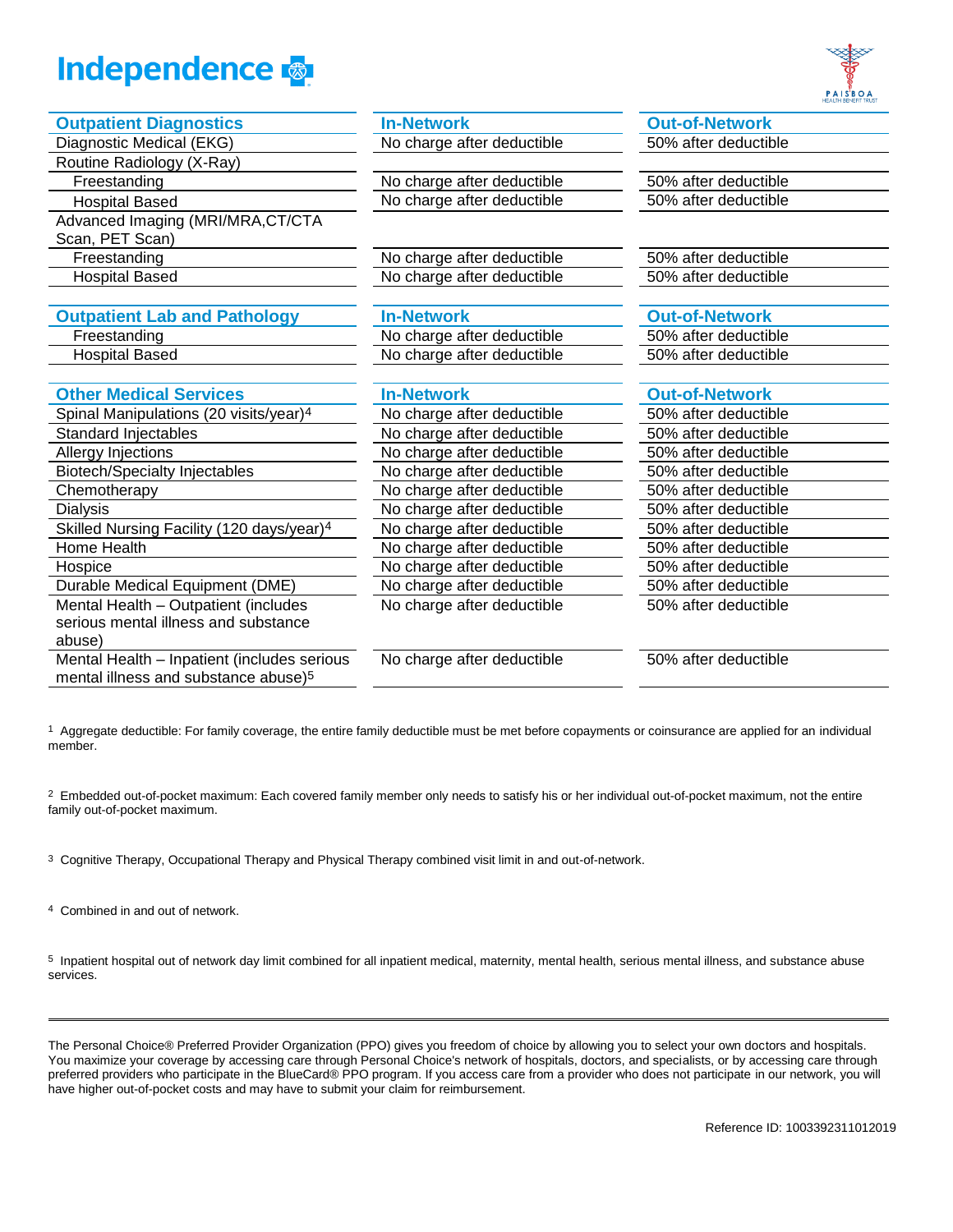| Outpatient Diagnostics | In-Network | Out-of-Network |
|---|---|---|
| Diagnostic Medical (EKG) | No charge after deductible | 50% after deductible |
| Routine Radiology (X-Ray) | | |
| Freestanding | No charge after deductible | 50% after deductible |
| Hospital Based | No charge after deductible | 50% after deductible |
| Advanced Imaging (MRI/MRA,CT/CTA Scan, PET Scan) | | |
| Freestanding | No charge after deductible | 50% after deductible |
| Hospital Based | No charge after deductible | 50% after deductible |

| Outpatient Lab and Pathology | In-Network | Out-of-Network |
|---|---|---|
| Freestanding | No charge after deductible | 50% after deductible |
| Hospital Based | No charge after deductible | 50% after deductible |

| Other Medical Services | In-Network | Out-of-Network |
|---|---|---|
| Spinal Manipulations (20 visits/year)[4] | No charge after deductible | 50% after deductible |
| Standard Injectables | No charge after deductible | 50% after deductible |
| Allergy Injections | No charge after deductible | 50% after deductible |
| Biotech/Specialty Injectables | No charge after deductible | 50% after deductible |
| Chemotherapy | No charge after deductible | 50% after deductible |
| Dialysis | No charge after deductible | 50% after deductible |
| Skilled Nursing Facility (120 days/year)[4] | No charge after deductible | 50% after deductible |
| Home Health | No charge after deductible | 50% after deductible |
| Hospice | No charge after deductible | 50% after deductible |
| Durable Medical Equipment (DME) | No charge after deductible | 50% after deductible |
| Mental Health – Outpatient (includes serious mental illness and substance abuse) | No charge after deductible | 50% after deductible |
| Mental Health – Inpatient (includes serious mental illness and substance abuse)[5] | No charge after deductible | 50% after deductible |

[1] Aggregate deductible: For family coverage, the entire family deductible must be met before copayments or coinsurance are applied for an individual member.

[2] Embedded out-of-pocket maximum: Each covered family member only needs to satisfy his or her individual out-of-pocket maximum, not the entire family out-of-pocket maximum.

[3] Cognitive Therapy, Occupational Therapy and Physical Therapy combined visit limit in and out-of-network.

[4] Combined in and out of network.

[5] Inpatient hospital out of network day limit combined for all inpatient medical, maternity, mental health, serious mental illness, and substance abuse services.

---

The Personal Choice® Preferred Provider Organization (PPO) gives you freedom of choice by allowing you to select your own doctors and hospitals. You maximize your coverage by accessing care through Personal Choice's network of hospitals, doctors, and specialists, or by accessing care through preferred providers who participate in the BlueCard® PPO program. If you access care from a provider who does not participate in our network, you will have higher out-of-pocket costs and may have to submit your claim for reimbursement.

Reference ID: 1003392311012019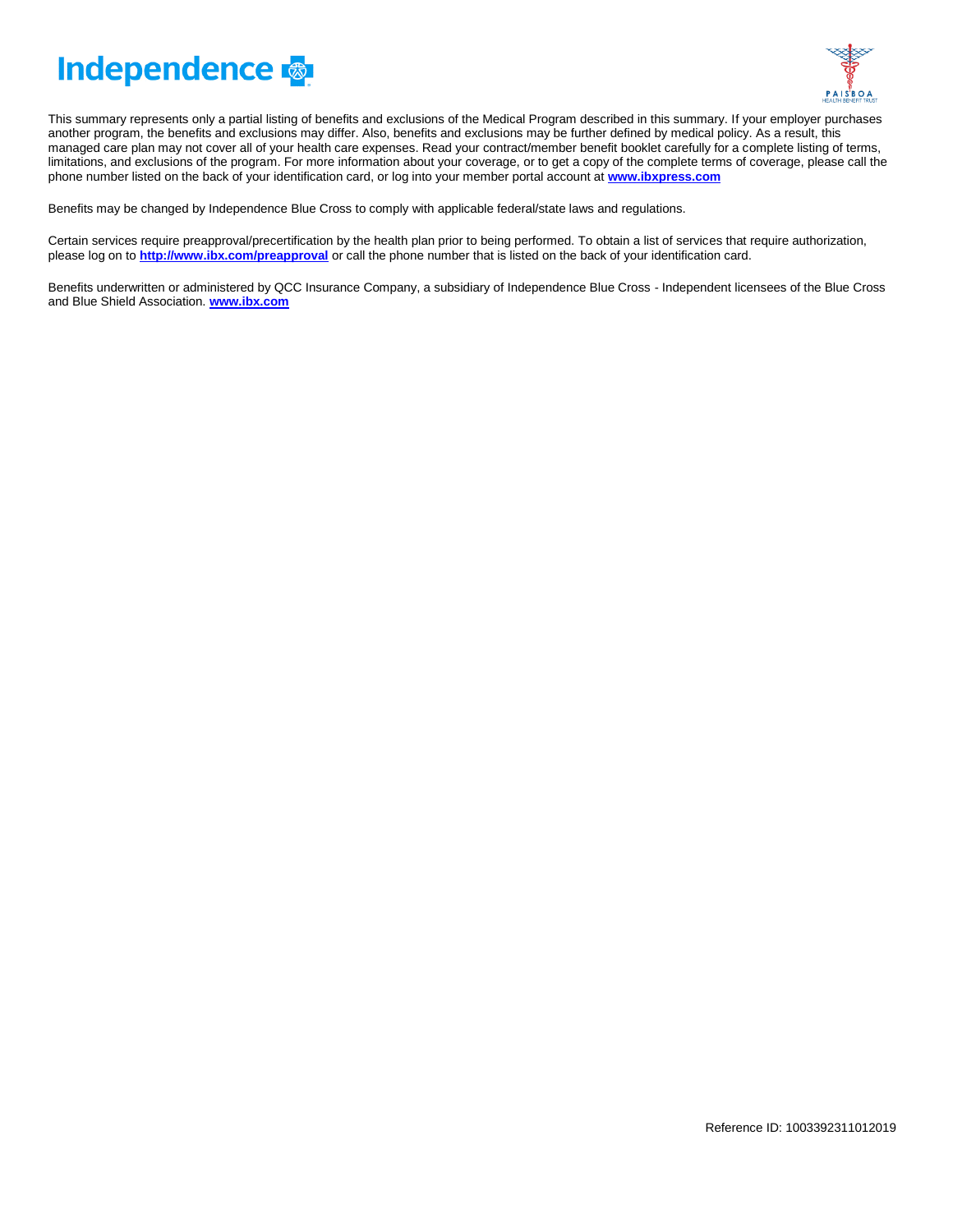This summary represents only a partial listing of benefits and exclusions of the Medical Program described in this summary. If your employer purchases another program, the benefits and exclusions may differ. Also, benefits and exclusions may be further defined by medical policy. As a result, this managed care plan may not cover all of your health care expenses. Read your contract/member benefit booklet carefully for a complete listing of terms, limitations, and exclusions of the program. For more information about your coverage, or to get a copy of the complete terms of coverage, please call the phone number listed on the back of your identification card, or log into your member portal account at **www.ibxpress.com**

Benefits may be changed by Independence Blue Cross to comply with applicable federal/state laws and regulations.

Certain services require preapproval/precertification by the health plan prior to being performed. To obtain a list of services that require authorization, please log on to **http://www.ibx.com/preapproval** or call the phone number that is listed on the back of your identification card.

Benefits underwritten or administered by QCC Insurance Company, a subsidiary of Independence Blue Cross - Independent licensees of the Blue Cross and Blue Shield Association. **www.ibx.com**

Reference ID: 1003392311012019